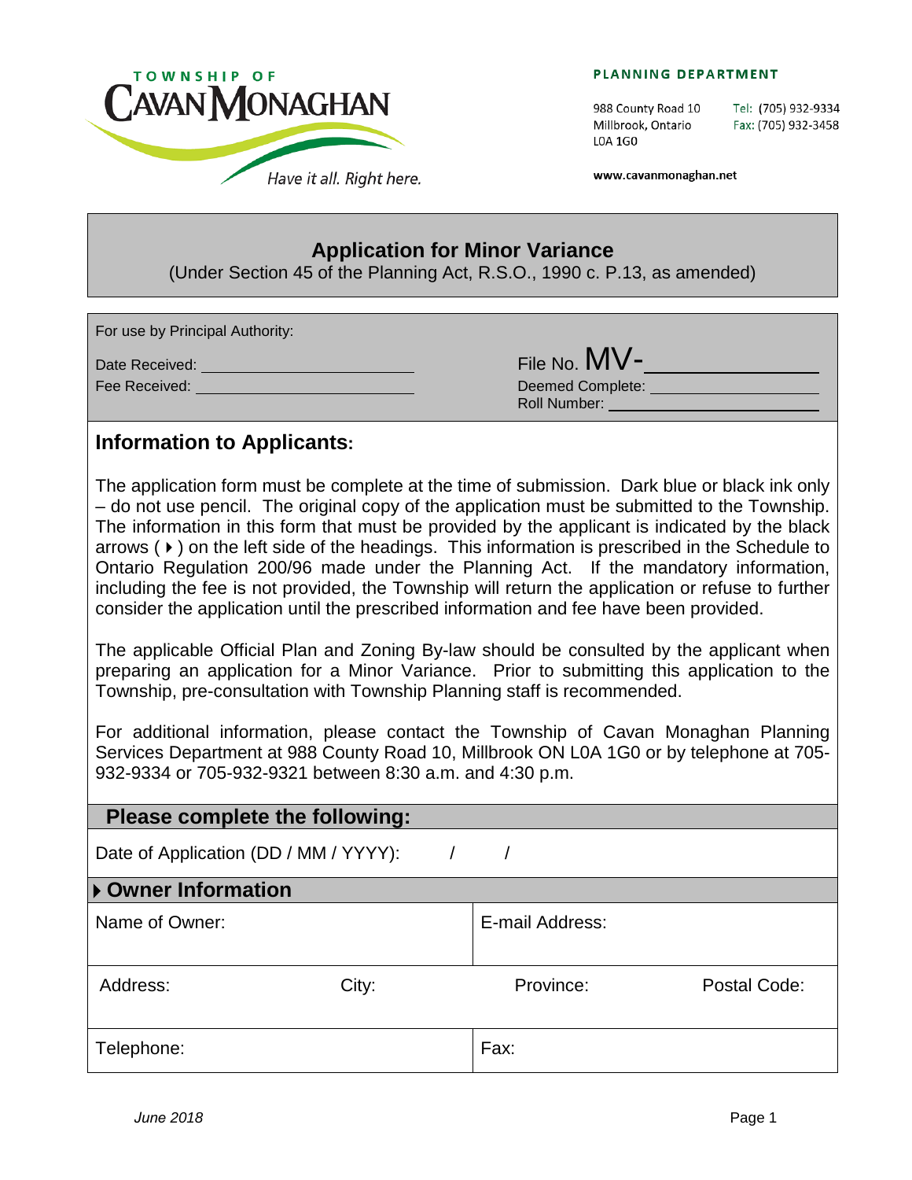TOWNSHIP OF
# CAVAN MONAGHAN

*Have it all. Right here.*

**PLANNING DEPARTMENT**

988 County Road 10
Millbrook, Ontario
L0A 1G0

Tel: (705) 932-9334
Fax: (705) 932-3458

www.cavanmonaghan.net

## Application for Minor Variance

(Under Section 45 of the Planning Act, R.S.O., 1990 c. P.13, as amended)

For use by Principal Authority:

Date Received: ______________________

Fee Received: ______________________

File No. MV-______________

Deemed Complete: ______________

Roll Number: ______________

## Information to Applicants:

The application form must be complete at the time of submission. Dark blue or black ink only – do not use pencil. The original copy of the application must be submitted to the Township. The information in this form that must be provided by the applicant is indicated by the black arrows ( ▸ ) on the left side of the headings. This information is prescribed in the Schedule to Ontario Regulation 200/96 made under the Planning Act. If the mandatory information, including the fee is not provided, the Township will return the application or refuse to further consider the application until the prescribed information and fee have been provided.

The applicable Official Plan and Zoning By-law should be consulted by the applicant when preparing an application for a Minor Variance. Prior to submitting this application to the Township, pre-consultation with Township Planning staff is recommended.

For additional information, please contact the Township of Cavan Monaghan Planning Services Department at 988 County Road 10, Millbrook ON L0A 1G0 or by telephone at 705-932-9334 or 705-932-9321 between 8:30 a.m. and 4:30 p.m.

## Please complete the following:

Date of Application (DD / MM / YYYY): &nbsp;&nbsp;&nbsp; / &nbsp;&nbsp;&nbsp; /

### ▸ Owner Information

| Name of Owner: | | E-mail Address: | |
|---|---|---|---|
| Address: | City: | Province: | Postal Code: |
| Telephone: | | Fax: | |

*June 2018*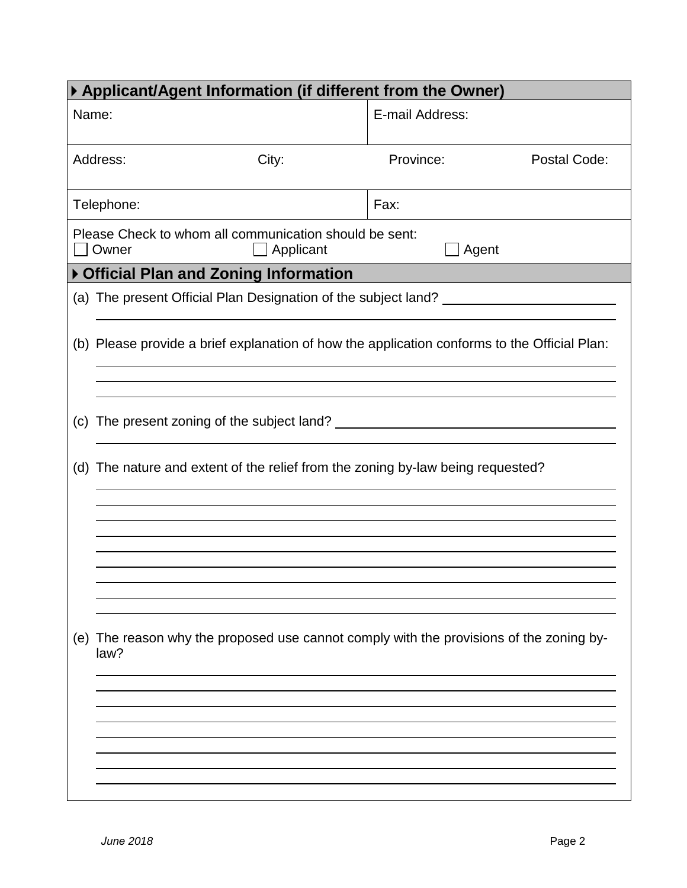## ▸ Applicant/Agent Information (if different from the Owner)

| Name: | | E-mail Address: | |
|---|---|---|---|
| Address: | City: | Province: | Postal Code: |
| Telephone: | | Fax: | |

Please Check to whom all communication should be sent:

☐ Owner ☐ Applicant ☐ Agent

## ▸ Official Plan and Zoning Information

(a) The present Official Plan Designation of the subject land? ______________________

(b) Please provide a brief explanation of how the application conforms to the Official Plan:

______________________

(c) The present zoning of the subject land? ______________________

(d) The nature and extent of the relief from the zoning by-law being requested?

______________________

(e) The reason why the proposed use cannot comply with the provisions of the zoning by-law?

______________________

*June 2018*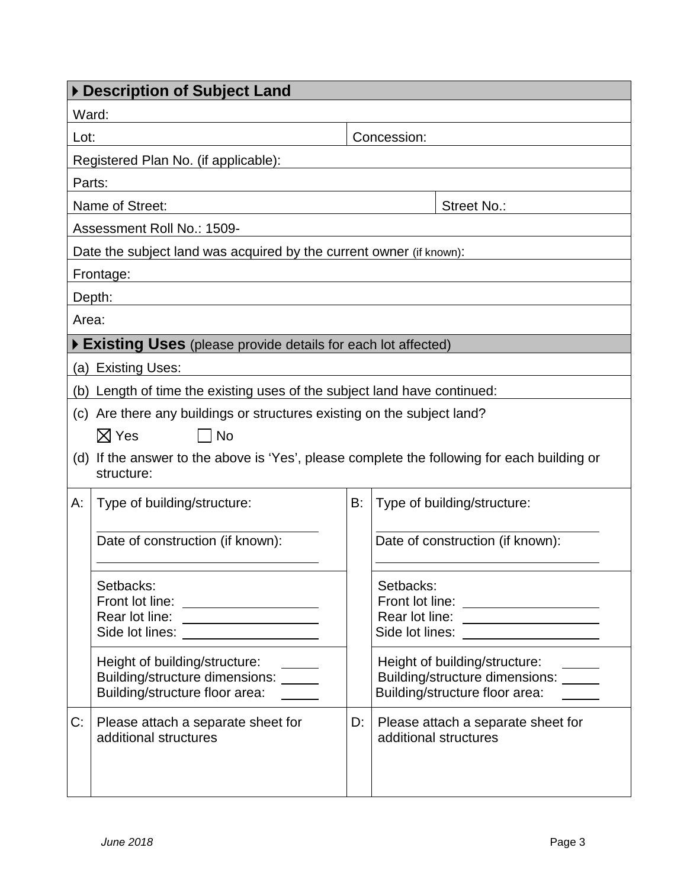## ▸ Description of Subject Land

| | |
|---|---|
| Ward: | |
| Lot: | Concession: |
| Registered Plan No. (if applicable): | |
| Parts: | |
| Name of Street: | Street No.: |
| Assessment Roll No.: 1509- | |
| Date the subject land was acquired by the current owner (if known): | |
| Frontage: | |
| Depth: | |
| Area: | |

## ▸ Existing Uses (please provide details for each lot affected)

(a) Existing Uses:

(b) Length of time the existing uses of the subject land have continued:

(c) Are there any buildings or structures existing on the subject land?

☒ Yes ☐ No

(d) If the answer to the above is 'Yes', please complete the following for each building or structure:

| | | | |
|---|---|---|---|
| A: | Type of building/structure: ______<br>Date of construction (if known): ______ | B: | Type of building/structure: ______<br>Date of construction (if known): ______ |
| | Setbacks:<br>Front lot line: ______<br>Rear lot line: ______<br>Side lot lines: ______ | | Setbacks:<br>Front lot line: ______<br>Rear lot line: ______<br>Side lot lines: ______ |
| | Height of building/structure: ______<br>Building/structure dimensions: ______<br>Building/structure floor area: ______ | | Height of building/structure: ______<br>Building/structure dimensions: ______<br>Building/structure floor area: ______ |
| C: | Please attach a separate sheet for additional structures | D: | Please attach a separate sheet for additional structures |

*June 2018*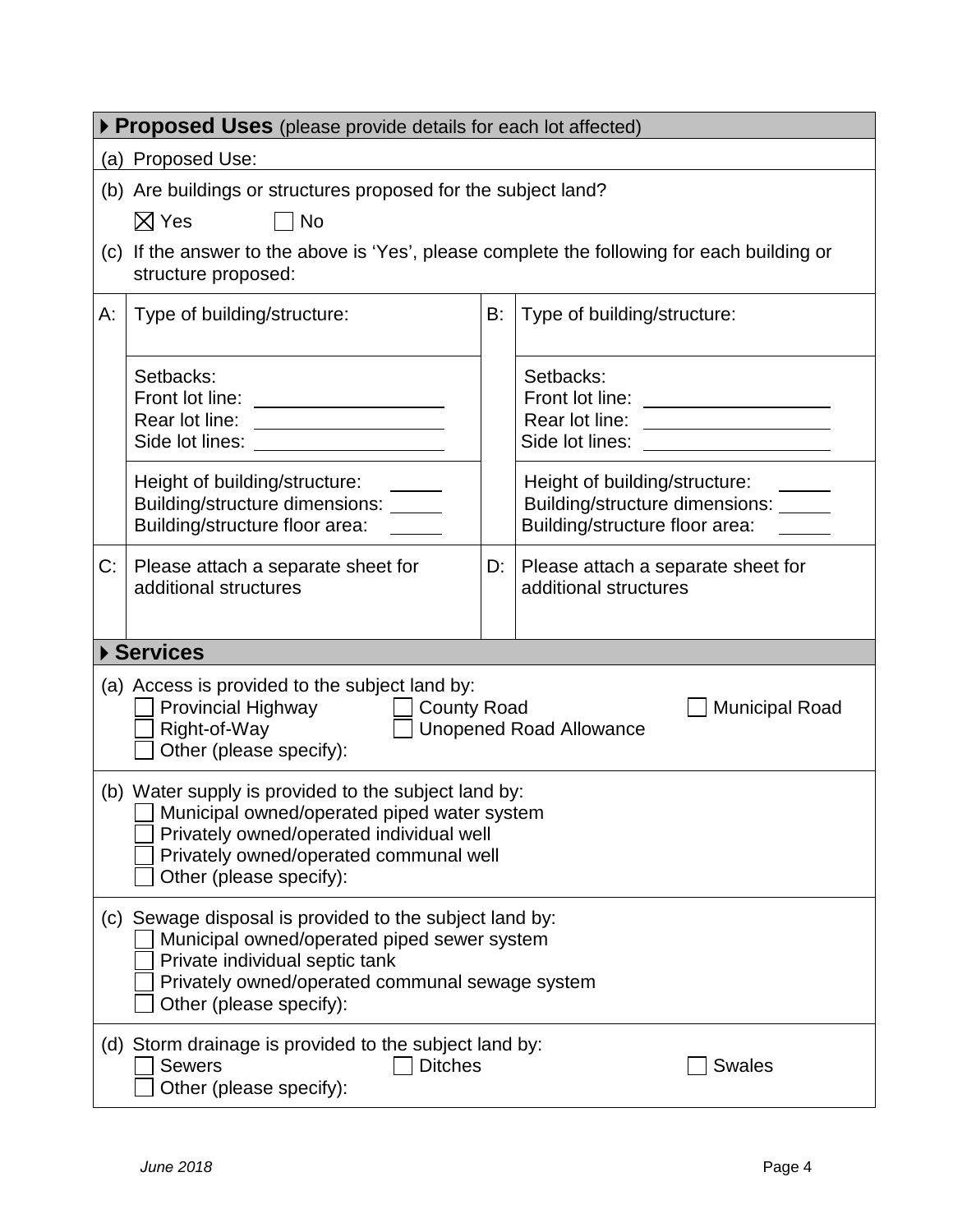## ▸ Proposed Uses (please provide details for each lot affected)

(a) Proposed Use:

(b) Are buildings or structures proposed for the subject land?

☒ Yes ☐ No

(c) If the answer to the above is 'Yes', please complete the following for each building or structure proposed:

| | | | |
|---|---|---|---|
| A: | Type of building/structure: | B: | Type of building/structure: |
| | Setbacks:<br>Front lot line: \_\_\_\_\_\_\_\_<br>Rear lot line: \_\_\_\_\_\_\_\_<br>Side lot lines: \_\_\_\_\_\_\_\_ | | Setbacks:<br>Front lot line: \_\_\_\_\_\_\_\_<br>Rear lot line: \_\_\_\_\_\_\_\_<br>Side lot lines: \_\_\_\_\_\_\_\_ |
| | Height of building/structure: \_\_\_\_<br>Building/structure dimensions: \_\_\_\_<br>Building/structure floor area: \_\_\_\_ | | Height of building/structure: \_\_\_\_<br>Building/structure dimensions: \_\_\_\_<br>Building/structure floor area: \_\_\_\_ |
| C: | Please attach a separate sheet for additional structures | D: | Please attach a separate sheet for additional structures |

## ▸ Services

(a) Access is provided to the subject land by:

☐ Provincial Highway ☐ County Road ☐ Municipal Road
☐ Right-of-Way ☐ Unopened Road Allowance
☐ Other (please specify):

(b) Water supply is provided to the subject land by:

☐ Municipal owned/operated piped water system
☐ Privately owned/operated individual well
☐ Privately owned/operated communal well
☐ Other (please specify):

(c) Sewage disposal is provided to the subject land by:

☐ Municipal owned/operated piped sewer system
☐ Private individual septic tank
☐ Privately owned/operated communal sewage system
☐ Other (please specify):

(d) Storm drainage is provided to the subject land by:

☐ Sewers ☐ Ditches ☐ Swales
☐ Other (please specify):

*June 2018*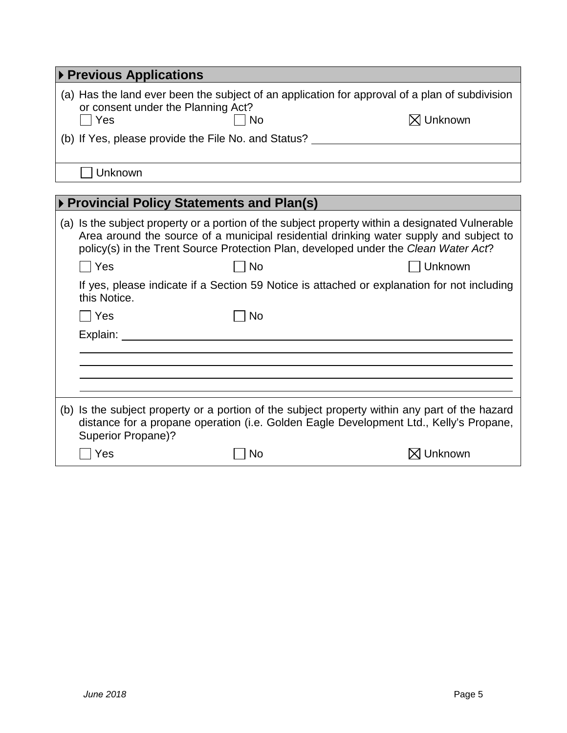## ▸ Previous Applications

(a) Has the land ever been the subject of an application for approval of a plan of subdivision or consent under the Planning Act?

☐ Yes ☐ No ☒ Unknown

(b) If Yes, please provide the File No. and Status? \_\_\_\_\_\_\_\_\_\_\_\_\_\_\_\_\_\_\_\_

☐ Unknown

## ▸ Provincial Policy Statements and Plan(s)

(a) Is the subject property or a portion of the subject property within a designated Vulnerable Area around the source of a municipal residential drinking water supply and subject to policy(s) in the Trent Source Protection Plan, developed under the *Clean Water Act*?

☐ Yes ☐ No ☐ Unknown

If yes, please indicate if a Section 59 Notice is attached or explanation for not including this Notice.

☐ Yes ☐ No

Explain: \_\_\_\_\_\_\_\_\_\_\_\_\_\_\_\_\_\_\_\_

(b) Is the subject property or a portion of the subject property within any part of the hazard distance for a propane operation (i.e. Golden Eagle Development Ltd., Kelly's Propane, Superior Propane)?

☐ Yes ☐ No ☒ Unknown

*June 2018*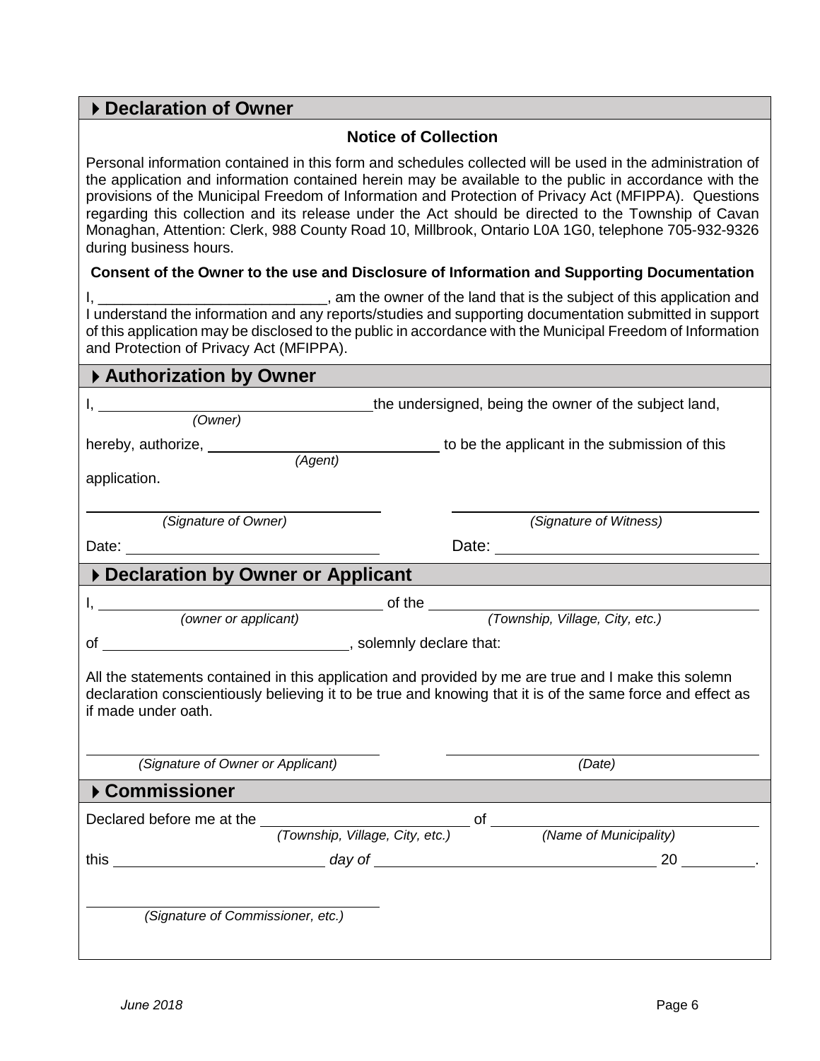## ▶ Declaration of Owner

### Notice of Collection

Personal information contained in this form and schedules collected will be used in the administration of the application and information contained herein may be available to the public in accordance with the provisions of the Municipal Freedom of Information and Protection of Privacy Act (MFIPPA). Questions regarding this collection and its release under the Act should be directed to the Township of Cavan Monaghan, Attention: Clerk, 988 County Road 10, Millbrook, Ontario L0A 1G0, telephone 705-932-9326 during business hours.

**Consent of the Owner to the use and Disclosure of Information and Supporting Documentation**

I, ____________________________, am the owner of the land that is the subject of this application and I understand the information and any reports/studies and supporting documentation submitted in support of this application may be disclosed to the public in accordance with the Municipal Freedom of Information and Protection of Privacy Act (MFIPPA).

## ▶ Authorization by Owner

I, ________________________________ the undersigned, being the owner of the subject land,
*(Owner)*

hereby, authorize, ____________________________ to be the applicant in the submission of this
*(Agent)*

application.

________________________________ ________________________________
*(Signature of Owner)* *(Signature of Witness)*

Date: ____________________________ Date: ____________________________

## ▶ Declaration by Owner or Applicant

I, ________________________________ of the ________________________________
*(owner or applicant)* *(Township, Village, City, etc.)*

of ____________________________, solemnly declare that:

All the statements contained in this application and provided by me are true and I make this solemn declaration conscientiously believing it to be true and knowing that it is of the same force and effect as if made under oath.

________________________________ ________________________________
*(Signature of Owner or Applicant)* *(Date)*

## ▶ Commissioner

Declared before me at the ________________________ of ________________________
*(Township, Village, City, etc.)* *(Name of Municipality)*

this ________________________ *day of* ________________________________ 20 ________.

________________________________
*(Signature of Commissioner, etc.)*

*June 2018*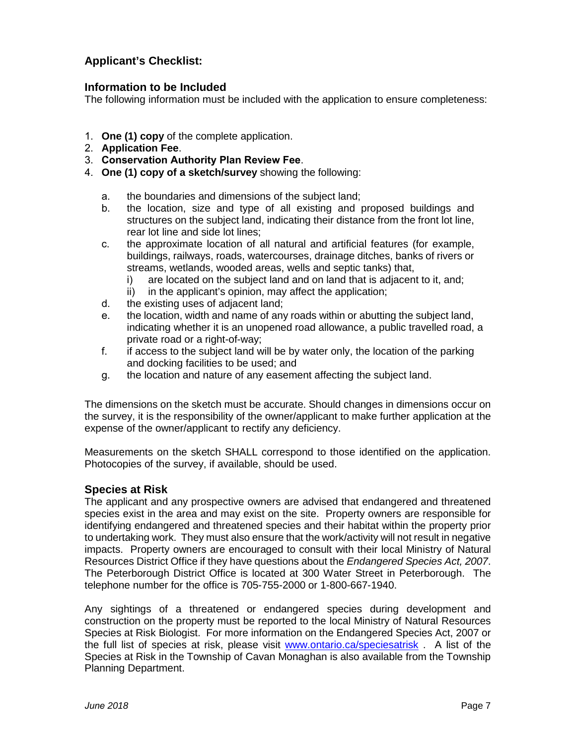## Applicant's Checklist:

### Information to be Included

The following information must be included with the application to ensure completeness:

1. **One (1) copy** of the complete application.
2. **Application Fee**.
3. **Conservation Authority Plan Review Fee**.
4. **One (1) copy of a sketch/survey** showing the following:

   a. the boundaries and dimensions of the subject land;
   b. the location, size and type of all existing and proposed buildings and structures on the subject land, indicating their distance from the front lot line, rear lot line and side lot lines;
   c. the approximate location of all natural and artificial features (for example, buildings, railways, roads, watercourses, drainage ditches, banks of rivers or streams, wetlands, wooded areas, wells and septic tanks) that,
      i) are located on the subject land and on land that is adjacent to it, and;
      ii) in the applicant's opinion, may affect the application;
   d. the existing uses of adjacent land;
   e. the location, width and name of any roads within or abutting the subject land, indicating whether it is an unopened road allowance, a public travelled road, a private road or a right-of-way;
   f. if access to the subject land will be by water only, the location of the parking and docking facilities to be used; and
   g. the location and nature of any easement affecting the subject land.

The dimensions on the sketch must be accurate. Should changes in dimensions occur on the survey, it is the responsibility of the owner/applicant to make further application at the expense of the owner/applicant to rectify any deficiency.

Measurements on the sketch SHALL correspond to those identified on the application. Photocopies of the survey, if available, should be used.

### Species at Risk

The applicant and any prospective owners are advised that endangered and threatened species exist in the area and may exist on the site. Property owners are responsible for identifying endangered and threatened species and their habitat within the property prior to undertaking work. They must also ensure that the work/activity will not result in negative impacts. Property owners are encouraged to consult with their local Ministry of Natural Resources District Office if they have questions about the *Endangered Species Act, 2007*. The Peterborough District Office is located at 300 Water Street in Peterborough. The telephone number for the office is 705-755-2000 or 1-800-667-1940.

Any sightings of a threatened or endangered species during development and construction on the property must be reported to the local Ministry of Natural Resources Species at Risk Biologist. For more information on the Endangered Species Act, 2007 or the full list of species at risk, please visit www.ontario.ca/speciesatrisk . A list of the Species at Risk in the Township of Cavan Monaghan is also available from the Township Planning Department.

*June 2018*